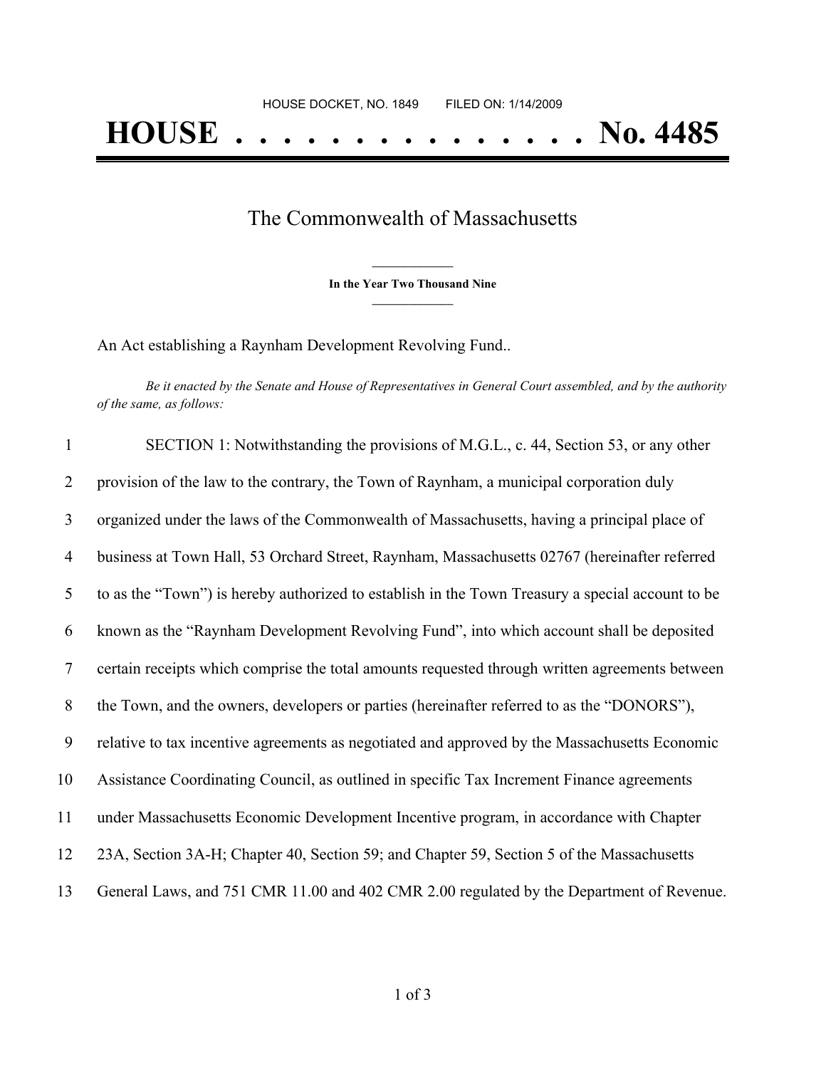HOUSE DOCKET, NO. 1849 FILED ON: 1/14/2009

# HOUSE . . . . . . . . . . . . . . . No. 4485

## The Commonwealth of Massachusetts

**In the Year Two Thousand Nine**

An Act establishing a Raynham Development Revolving Fund..

*Be it enacted by the Senate and House of Representatives in General Court assembled, and by the authority of the same, as follows:*

SECTION 1: Notwithstanding the provisions of M.G.L., c. 44, Section 53, or any other provision of the law to the contrary, the Town of Raynham, a municipal corporation duly organized under the laws of the Commonwealth of Massachusetts, having a principal place of business at Town Hall, 53 Orchard Street, Raynham, Massachusetts 02767 (hereinafter referred to as the "Town") is hereby authorized to establish in the Town Treasury a special account to be known as the "Raynham Development Revolving Fund", into which account shall be deposited certain receipts which comprise the total amounts requested through written agreements between the Town, and the owners, developers or parties (hereinafter referred to as the "DONORS"), relative to tax incentive agreements as negotiated and approved by the Massachusetts Economic Assistance Coordinating Council, as outlined in specific Tax Increment Finance agreements under Massachusetts Economic Development Incentive program, in accordance with Chapter 23A, Section 3A-H; Chapter 40, Section 59; and Chapter 59, Section 5 of the Massachusetts General Laws, and 751 CMR 11.00 and 402 CMR 2.00 regulated by the Department of Revenue.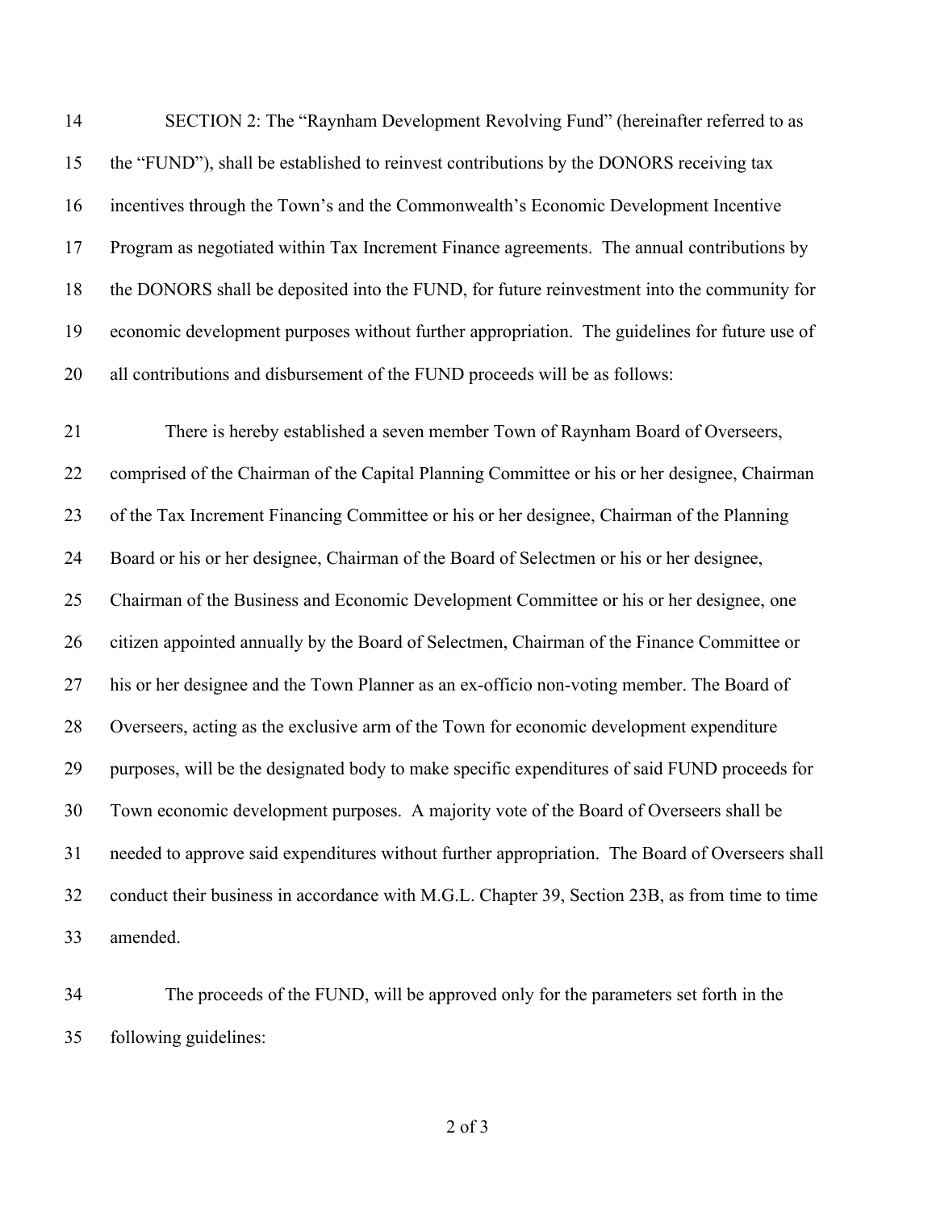SECTION 2: The "Raynham Development Revolving Fund" (hereinafter referred to as the "FUND"), shall be established to reinvest contributions by the DONORS receiving tax incentives through the Town's and the Commonwealth's Economic Development Incentive Program as negotiated within Tax Increment Finance agreements. The annual contributions by the DONORS shall be deposited into the FUND, for future reinvestment into the community for economic development purposes without further appropriation. The guidelines for future use of all contributions and disbursement of the FUND proceeds will be as follows:

There is hereby established a seven member Town of Raynham Board of Overseers, comprised of the Chairman of the Capital Planning Committee or his or her designee, Chairman of the Tax Increment Financing Committee or his or her designee, Chairman of the Planning Board or his or her designee, Chairman of the Board of Selectmen or his or her designee, Chairman of the Business and Economic Development Committee or his or her designee, one citizen appointed annually by the Board of Selectmen, Chairman of the Finance Committee or his or her designee and the Town Planner as an ex-officio non-voting member. The Board of Overseers, acting as the exclusive arm of the Town for economic development expenditure purposes, will be the designated body to make specific expenditures of said FUND proceeds for Town economic development purposes. A majority vote of the Board of Overseers shall be needed to approve said expenditures without further appropriation. The Board of Overseers shall conduct their business in accordance with M.G.L. Chapter 39, Section 23B, as from time to time amended.

The proceeds of the FUND, will be approved only for the parameters set forth in the following guidelines: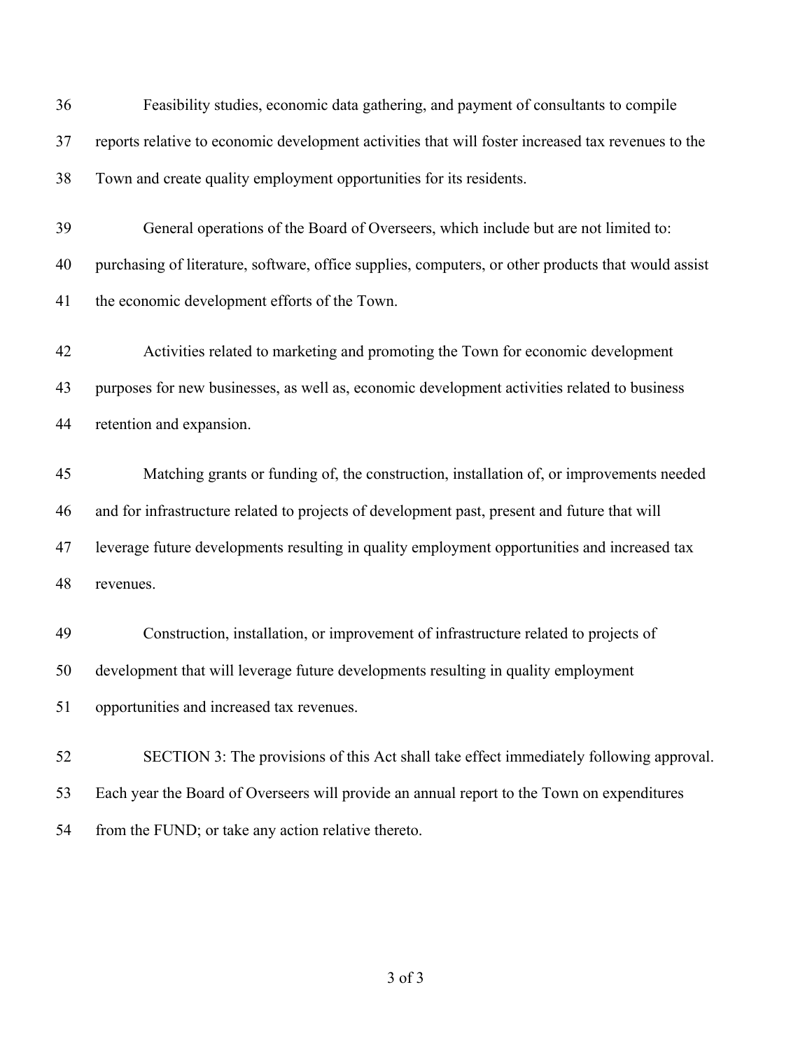Feasibility studies, economic data gathering, and payment of consultants to compile reports relative to economic development activities that will foster increased tax revenues to the Town and create quality employment opportunities for its residents.

General operations of the Board of Overseers, which include but are not limited to: purchasing of literature, software, office supplies, computers, or other products that would assist the economic development efforts of the Town.

Activities related to marketing and promoting the Town for economic development purposes for new businesses, as well as, economic development activities related to business retention and expansion.

Matching grants or funding of, the construction, installation of, or improvements needed and for infrastructure related to projects of development past, present and future that will leverage future developments resulting in quality employment opportunities and increased tax revenues.

Construction, installation, or improvement of infrastructure related to projects of development that will leverage future developments resulting in quality employment opportunities and increased tax revenues.

SECTION 3: The provisions of this Act shall take effect immediately following approval. Each year the Board of Overseers will provide an annual report to the Town on expenditures from the FUND; or take any action relative thereto.